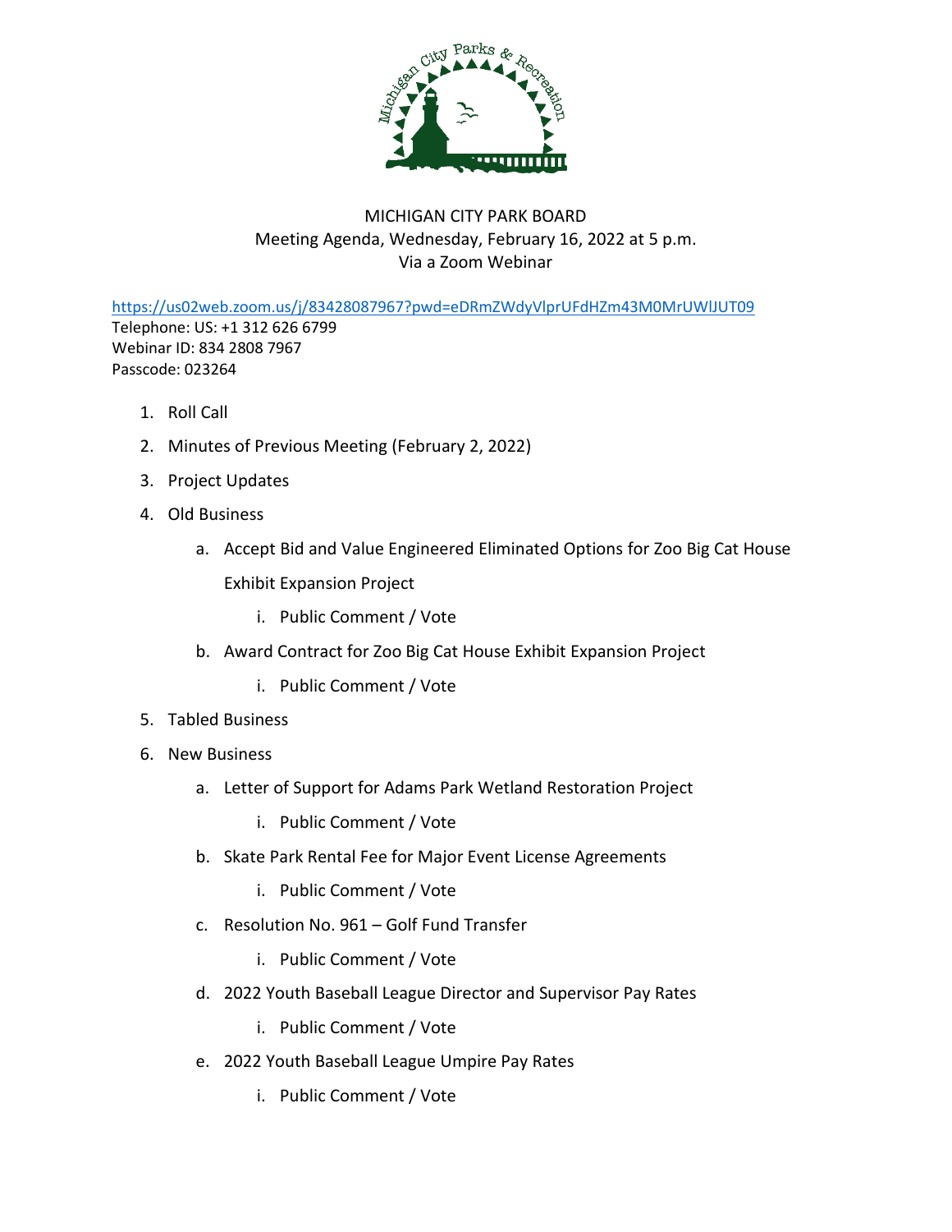MICHIGAN CITY PARK BOARD
Meeting Agenda, Wednesday, February 16, 2022 at 5 p.m.
Via a Zoom Webinar

https://us02web.zoom.us/j/83428087967?pwd=eDRmZWdyVlprUFdHZm43M0MrUWlJUT09
Telephone: US: +1 312 626 6799
Webinar ID: 834 2808 7967
Passcode: 023264

1. Roll Call
2. Minutes of Previous Meeting (February 2, 2022)
3. Project Updates
4. Old Business
    a. Accept Bid and Value Engineered Eliminated Options for Zoo Big Cat House Exhibit Expansion Project
        i. Public Comment / Vote
    b. Award Contract for Zoo Big Cat House Exhibit Expansion Project
        i. Public Comment / Vote
5. Tabled Business
6. New Business
    a. Letter of Support for Adams Park Wetland Restoration Project
        i. Public Comment / Vote
    b. Skate Park Rental Fee for Major Event License Agreements
        i. Public Comment / Vote
    c. Resolution No. 961 – Golf Fund Transfer
        i. Public Comment / Vote
    d. 2022 Youth Baseball League Director and Supervisor Pay Rates
        i. Public Comment / Vote
    e. 2022 Youth Baseball League Umpire Pay Rates
        i. Public Comment / Vote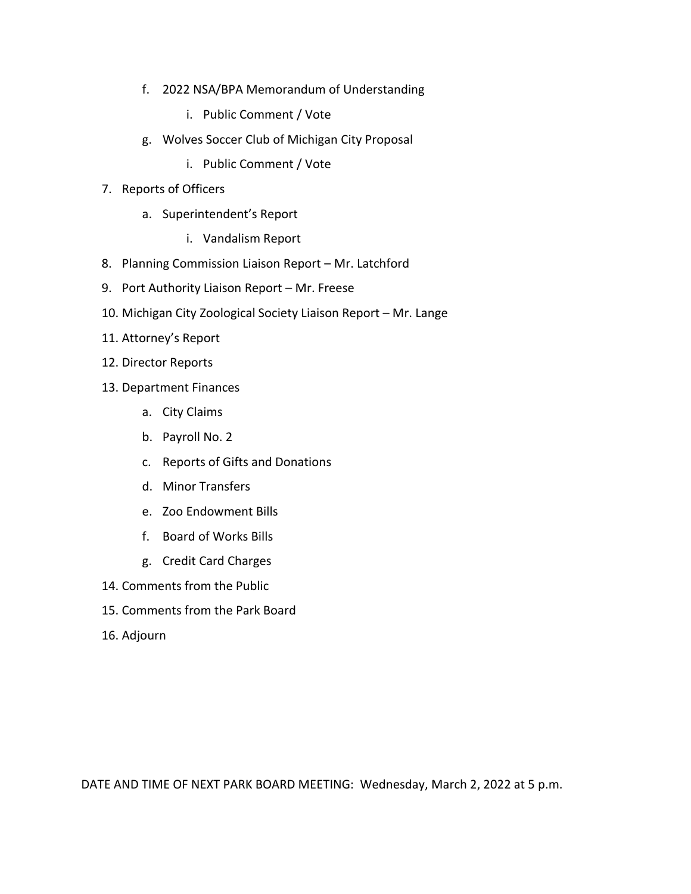f. 2022 NSA/BPA Memorandum of Understanding
      i. Public Comment / Vote
   g. Wolves Soccer Club of Michigan City Proposal
      i. Public Comment / Vote

7. Reports of Officers
   a. Superintendent's Report
      i. Vandalism Report
8. Planning Commission Liaison Report – Mr. Latchford
9. Port Authority Liaison Report – Mr. Freese
10. Michigan City Zoological Society Liaison Report – Mr. Lange
11. Attorney's Report
12. Director Reports
13. Department Finances
    a. City Claims
    b. Payroll No. 2
    c. Reports of Gifts and Donations
    d. Minor Transfers
    e. Zoo Endowment Bills
    f. Board of Works Bills
    g. Credit Card Charges
14. Comments from the Public
15. Comments from the Park Board
16. Adjourn

DATE AND TIME OF NEXT PARK BOARD MEETING: Wednesday, March 2, 2022 at 5 p.m.